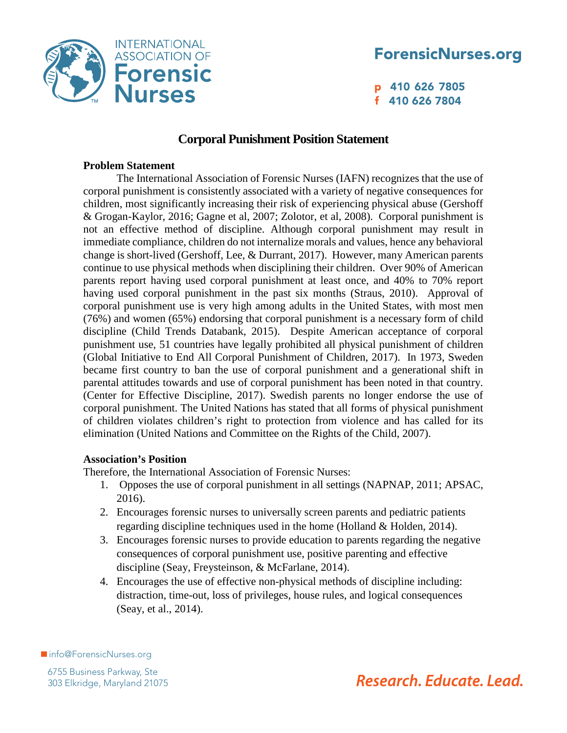# Corporal Punishment Position Statement

**Problem Statement**

The International Association of Forensic Nurses (IAFN) recognizes that the use of corporal punishment is consistently associated with a variety of negative consequences for children, most significantly increasing their risk of experiencing physical abuse (Gershoff & Grogan-Kaylor, 2016; Gagne et al, 2007; Zolotor, et al, 2008). Corporal punishment is not an effective method of discipline. Although corporal punishment may result in immediate compliance, children do not internalize morals and values, hence any behavioral change is short-lived (Gershoff, Lee, & Durrant, 2017). However, many American parents continue to use physical methods when disciplining their children. Over 90% of American parents report having used corporal punishment at least once, and 40% to 70% report having used corporal punishment in the past six months (Straus, 2010). Approval of corporal punishment use is very high among adults in the United States, with most men (76%) and women (65%) endorsing that corporal punishment is a necessary form of child discipline (Child Trends Databank, 2015). Despite American acceptance of corporal punishment use, 51 countries have legally prohibited all physical punishment of children (Global Initiative to End All Corporal Punishment of Children, 2017). In 1973, Sweden became first country to ban the use of corporal punishment and a generational shift in parental attitudes towards and use of corporal punishment has been noted in that country. (Center for Effective Discipline, 2017). Swedish parents no longer endorse the use of corporal punishment. The United Nations has stated that all forms of physical punishment of children violates children's right to protection from violence and has called for its elimination (United Nations and Committee on the Rights of the Child, 2007).

**Association's Position**

Therefore, the International Association of Forensic Nurses:

1. Opposes the use of corporal punishment in all settings (NAPNAP, 2011; APSAC, 2016).
2. Encourages forensic nurses to universally screen parents and pediatric patients regarding discipline techniques used in the home (Holland & Holden, 2014).
3. Encourages forensic nurses to provide education to parents regarding the negative consequences of corporal punishment use, positive parenting and effective discipline (Seay, Freysteinson, & McFarlane, 2014).
4. Encourages the use of effective non-physical methods of discipline including: distraction, time-out, loss of privileges, house rules, and logical consequences (Seay, et al., 2014).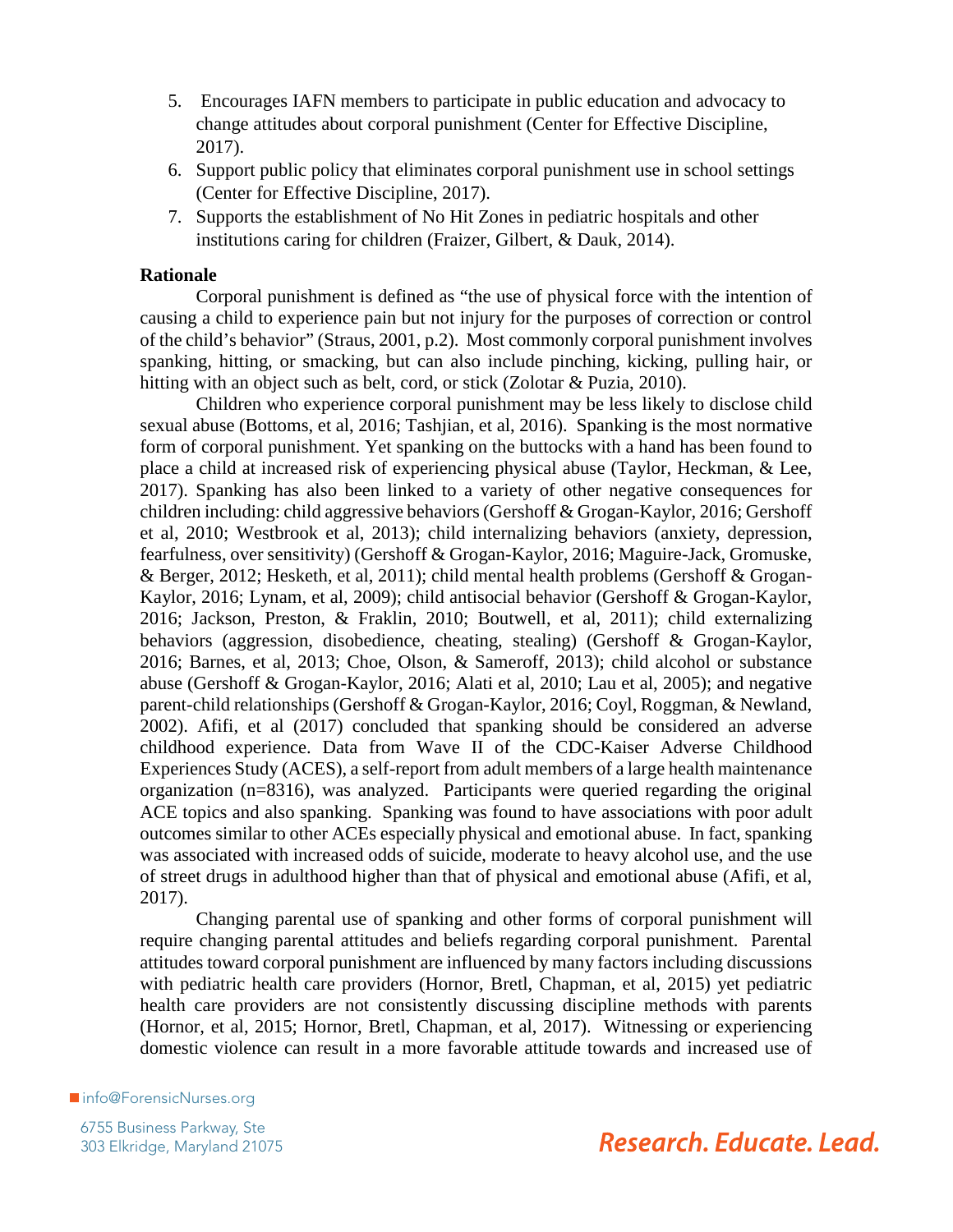5. Encourages IAFN members to participate in public education and advocacy to change attitudes about corporal punishment (Center for Effective Discipline, 2017).
6. Support public policy that eliminates corporal punishment use in school settings (Center for Effective Discipline, 2017).
7. Supports the establishment of No Hit Zones in pediatric hospitals and other institutions caring for children (Fraizer, Gilbert, & Dauk, 2014).

**Rationale**

Corporal punishment is defined as "the use of physical force with the intention of causing a child to experience pain but not injury for the purposes of correction or control of the child's behavior" (Straus, 2001, p.2). Most commonly corporal punishment involves spanking, hitting, or smacking, but can also include pinching, kicking, pulling hair, or hitting with an object such as belt, cord, or stick (Zolotar & Puzia, 2010).

Children who experience corporal punishment may be less likely to disclose child sexual abuse (Bottoms, et al, 2016; Tashjian, et al, 2016). Spanking is the most normative form of corporal punishment. Yet spanking on the buttocks with a hand has been found to place a child at increased risk of experiencing physical abuse (Taylor, Heckman, & Lee, 2017). Spanking has also been linked to a variety of other negative consequences for children including: child aggressive behaviors (Gershoff & Grogan-Kaylor, 2016; Gershoff et al, 2010; Westbrook et al, 2013); child internalizing behaviors (anxiety, depression, fearfulness, over sensitivity) (Gershoff & Grogan-Kaylor, 2016; Maguire-Jack, Gromuske, & Berger, 2012; Hesketh, et al, 2011); child mental health problems (Gershoff & Grogan-Kaylor, 2016; Lynam, et al, 2009); child antisocial behavior (Gershoff & Grogan-Kaylor, 2016; Jackson, Preston, & Fraklin, 2010; Boutwell, et al, 2011); child externalizing behaviors (aggression, disobedience, cheating, stealing) (Gershoff & Grogan-Kaylor, 2016; Barnes, et al, 2013; Choe, Olson, & Sameroff, 2013); child alcohol or substance abuse (Gershoff & Grogan-Kaylor, 2016; Alati et al, 2010; Lau et al, 2005); and negative parent-child relationships (Gershoff & Grogan-Kaylor, 2016; Coyl, Roggman, & Newland, 2002). Afifi, et al (2017) concluded that spanking should be considered an adverse childhood experience. Data from Wave II of the CDC-Kaiser Adverse Childhood Experiences Study (ACES), a self-report from adult members of a large health maintenance organization (n=8316), was analyzed. Participants were queried regarding the original ACE topics and also spanking. Spanking was found to have associations with poor adult outcomes similar to other ACEs especially physical and emotional abuse. In fact, spanking was associated with increased odds of suicide, moderate to heavy alcohol use, and the use of street drugs in adulthood higher than that of physical and emotional abuse (Afifi, et al, 2017).

Changing parental use of spanking and other forms of corporal punishment will require changing parental attitudes and beliefs regarding corporal punishment. Parental attitudes toward corporal punishment are influenced by many factors including discussions with pediatric health care providers (Hornor, Bretl, Chapman, et al, 2015) yet pediatric health care providers are not consistently discussing discipline methods with parents (Hornor, et al, 2015; Hornor, Bretl, Chapman, et al, 2017). Witnessing or experiencing domestic violence can result in a more favorable attitude towards and increased use of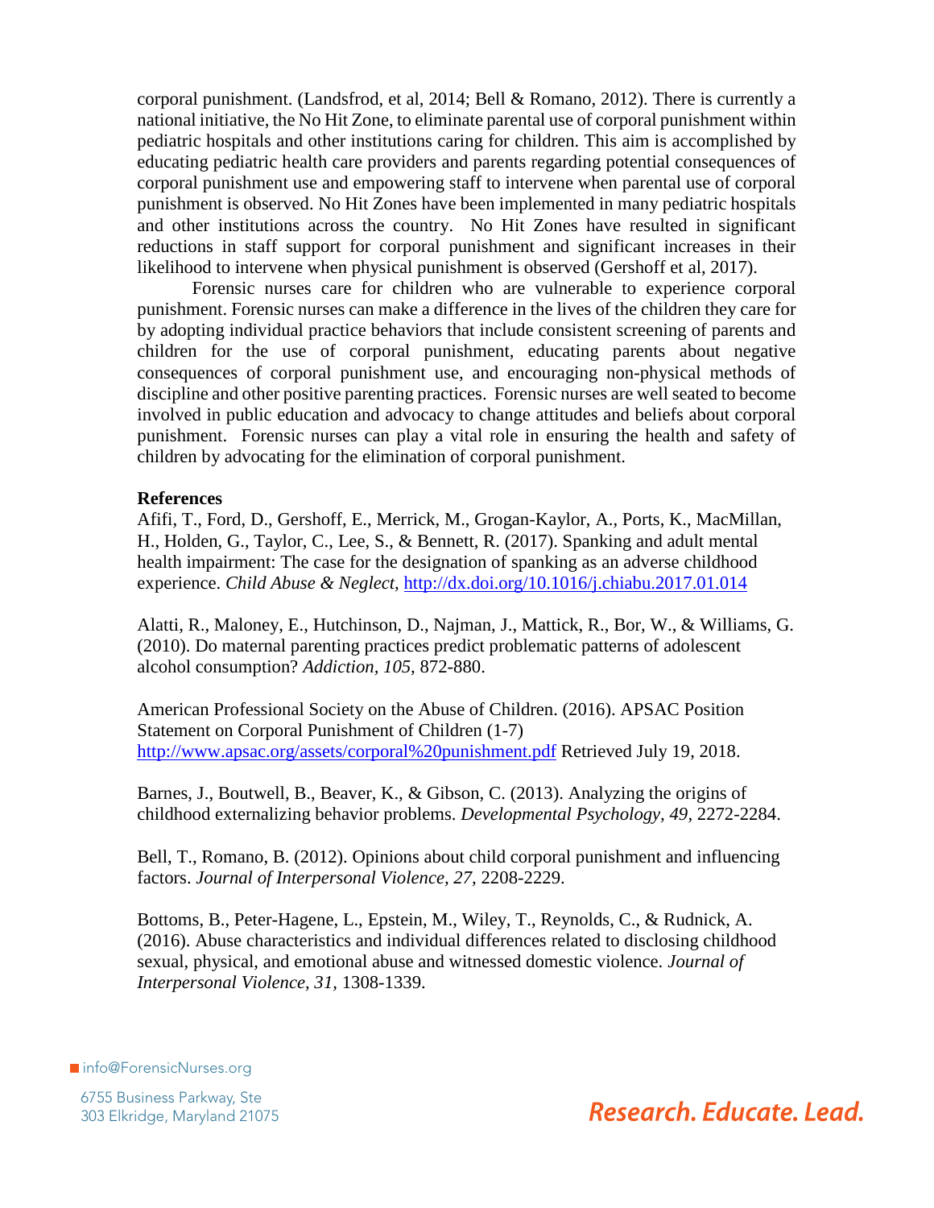corporal punishment. (Landsfrod, et al, 2014; Bell & Romano, 2012). There is currently a national initiative, the No Hit Zone, to eliminate parental use of corporal punishment within pediatric hospitals and other institutions caring for children. This aim is accomplished by educating pediatric health care providers and parents regarding potential consequences of corporal punishment use and empowering staff to intervene when parental use of corporal punishment is observed. No Hit Zones have been implemented in many pediatric hospitals and other institutions across the country. No Hit Zones have resulted in significant reductions in staff support for corporal punishment and significant increases in their likelihood to intervene when physical punishment is observed (Gershoff et al, 2017).

Forensic nurses care for children who are vulnerable to experience corporal punishment. Forensic nurses can make a difference in the lives of the children they care for by adopting individual practice behaviors that include consistent screening of parents and children for the use of corporal punishment, educating parents about negative consequences of corporal punishment use, and encouraging non-physical methods of discipline and other positive parenting practices. Forensic nurses are well seated to become involved in public education and advocacy to change attitudes and beliefs about corporal punishment. Forensic nurses can play a vital role in ensuring the health and safety of children by advocating for the elimination of corporal punishment.

**References**

Afifi, T., Ford, D., Gershoff, E., Merrick, M., Grogan-Kaylor, A., Ports, K., MacMillan, H., Holden, G., Taylor, C., Lee, S., & Bennett, R. (2017). Spanking and adult mental health impairment: The case for the designation of spanking as an adverse childhood experience. *Child Abuse & Neglect,* http://dx.doi.org/10.1016/j.chiabu.2017.01.014

Alatti, R., Maloney, E., Hutchinson, D., Najman, J., Mattick, R., Bor, W., & Williams, G. (2010). Do maternal parenting practices predict problematic patterns of adolescent alcohol consumption? *Addiction, 105,* 872-880.

American Professional Society on the Abuse of Children. (2016). APSAC Position Statement on Corporal Punishment of Children (1-7) http://www.apsac.org/assets/corporal%20punishment.pdf Retrieved July 19, 2018.

Barnes, J., Boutwell, B., Beaver, K., & Gibson, C. (2013). Analyzing the origins of childhood externalizing behavior problems. *Developmental Psychology, 49,* 2272-2284.

Bell, T., Romano, B. (2012). Opinions about child corporal punishment and influencing factors. *Journal of Interpersonal Violence, 27,* 2208-2229.

Bottoms, B., Peter-Hagene, L., Epstein, M., Wiley, T., Reynolds, C., & Rudnick, A. (2016). Abuse characteristics and individual differences related to disclosing childhood sexual, physical, and emotional abuse and witnessed domestic violence. *Journal of Interpersonal Violence, 31,* 1308-1339.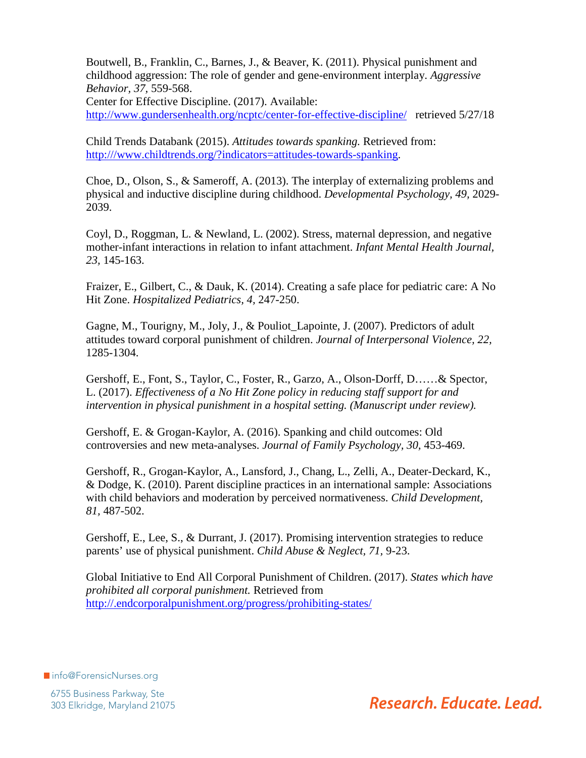Boutwell, B., Franklin, C., Barnes, J., & Beaver, K. (2011). Physical punishment and childhood aggression: The role of gender and gene-environment interplay. *Aggressive Behavior, 37,* 559-568.
Center for Effective Discipline. (2017). Available: [http://www.gundersenhealth.org/ncptc/center-for-effective-discipline/](http://www.gundersenhealth.org/ncptc/center-for-effective-discipline/) retrieved 5/27/18

Child Trends Databank (2015). *Attitudes towards spanking.* Retrieved from: [http:///www.childtrends.org/?indicators=attitudes-towards-spanking](http:///www.childtrends.org/?indicators=attitudes-towards-spanking).

Choe, D., Olson, S., & Sameroff, A. (2013). The interplay of externalizing problems and physical and inductive discipline during childhood. *Developmental Psychology, 49,* 2029-2039.

Coyl, D., Roggman, L. & Newland, L. (2002). Stress, maternal depression, and negative mother-infant interactions in relation to infant attachment. *Infant Mental Health Journal, 23,* 145-163.

Fraizer, E., Gilbert, C., & Dauk, K. (2014). Creating a safe place for pediatric care: A No Hit Zone. *Hospitalized Pediatrics, 4,* 247-250.

Gagne, M., Tourigny, M., Joly, J., & Pouliot_Lapointe, J. (2007). Predictors of adult attitudes toward corporal punishment of children. *Journal of Interpersonal Violence, 22,* 1285-1304.

Gershoff, E., Font, S., Taylor, C., Foster, R., Garzo, A., Olson-Dorff, D……& Spector, L. (2017). *Effectiveness of a No Hit Zone policy in reducing staff support for and intervention in physical punishment in a hospital setting. (Manuscript under review).*

Gershoff, E. & Grogan-Kaylor, A. (2016). Spanking and child outcomes: Old controversies and new meta-analyses. *Journal of Family Psychology, 30,* 453-469.

Gershoff, R., Grogan-Kaylor, A., Lansford, J., Chang, L., Zelli, A., Deater-Deckard, K., & Dodge, K. (2010). Parent discipline practices in an international sample: Associations with child behaviors and moderation by perceived normativeness. *Child Development, 81,* 487-502.

Gershoff, E., Lee, S., & Durrant, J. (2017). Promising intervention strategies to reduce parents' use of physical punishment. *Child Abuse & Neglect, 71,* 9-23.

Global Initiative to End All Corporal Punishment of Children. (2017). *States which have prohibited all corporal punishment.* Retrieved from [http://.endcorporalpunishment.org/progress/prohibiting-states/](http://.endcorporalpunishment.org/progress/prohibiting-states/)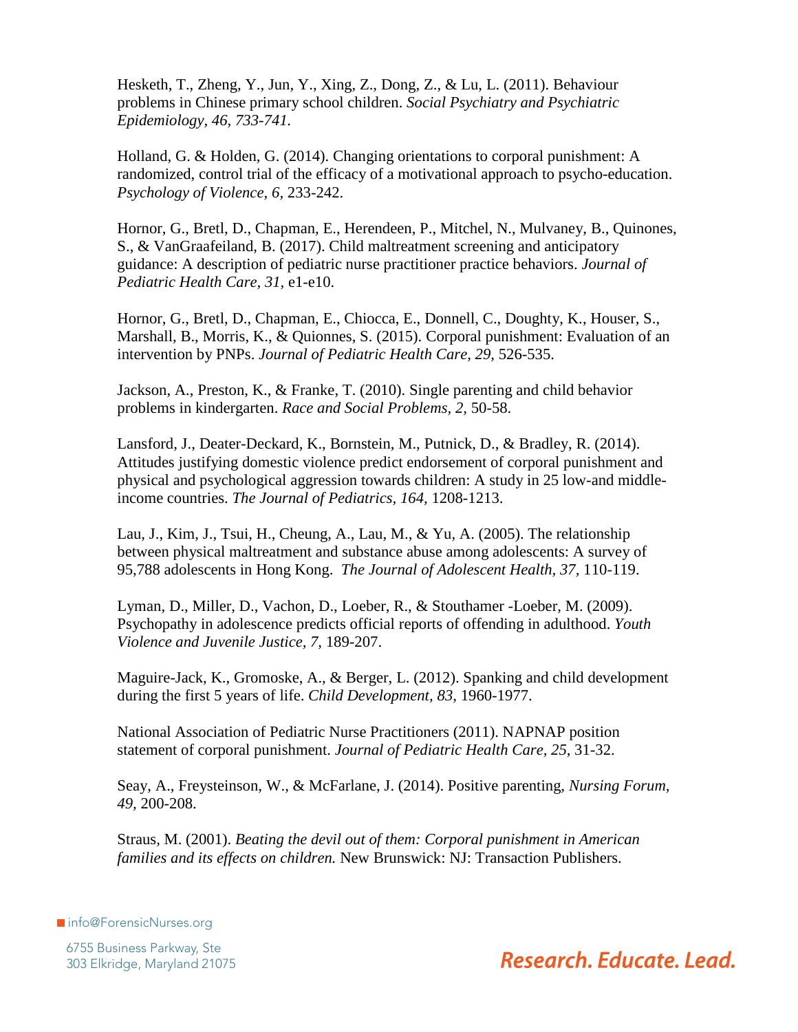Hesketh, T., Zheng, Y., Jun, Y., Xing, Z., Dong, Z., & Lu, L. (2011). Behaviour problems in Chinese primary school children. *Social Psychiatry and Psychiatric Epidemiology, 46, 733-741.*

Holland, G. & Holden, G. (2014). Changing orientations to corporal punishment: A randomized, control trial of the efficacy of a motivational approach to psycho-education. *Psychology of Violence, 6,* 233-242.

Hornor, G., Bretl, D., Chapman, E., Herendeen, P., Mitchel, N., Mulvaney, B., Quinones, S., & VanGraafeiland, B. (2017). Child maltreatment screening and anticipatory guidance: A description of pediatric nurse practitioner practice behaviors. *Journal of Pediatric Health Care, 31*, e1-e10.

Hornor, G., Bretl, D., Chapman, E., Chiocca, E., Donnell, C., Doughty, K., Houser, S., Marshall, B., Morris, K., & Quionnes, S. (2015). Corporal punishment: Evaluation of an intervention by PNPs. *Journal of Pediatric Health Care, 29,* 526-535.

Jackson, A., Preston, K., & Franke, T. (2010). Single parenting and child behavior problems in kindergarten. *Race and Social Problems, 2,* 50-58.

Lansford, J., Deater-Deckard, K., Bornstein, M., Putnick, D., & Bradley, R. (2014). Attitudes justifying domestic violence predict endorsement of corporal punishment and physical and psychological aggression towards children: A study in 25 low-and middle-income countries. *The Journal of Pediatrics, 164,* 1208-1213.

Lau, J., Kim, J., Tsui, H., Cheung, A., Lau, M., & Yu, A. (2005). The relationship between physical maltreatment and substance abuse among adolescents: A survey of 95,788 adolescents in Hong Kong. *The Journal of Adolescent Health, 37*, 110-119.

Lyman, D., Miller, D., Vachon, D., Loeber, R., & Stouthamer -Loeber, M. (2009). Psychopathy in adolescence predicts official reports of offending in adulthood. *Youth Violence and Juvenile Justice, 7,* 189-207.

Maguire-Jack, K., Gromoske, A., & Berger, L. (2012). Spanking and child development during the first 5 years of life. *Child Development, 83,* 1960-1977.

National Association of Pediatric Nurse Practitioners (2011). NAPNAP position statement of corporal punishment. *Journal of Pediatric Health Care, 25,* 31-32.

Seay, A., Freysteinson, W., & McFarlane, J. (2014). Positive parenting, *Nursing Forum, 49,* 200-208.

Straus, M. (2001). *Beating the devil out of them: Corporal punishment in American families and its effects on children.* New Brunswick: NJ: Transaction Publishers.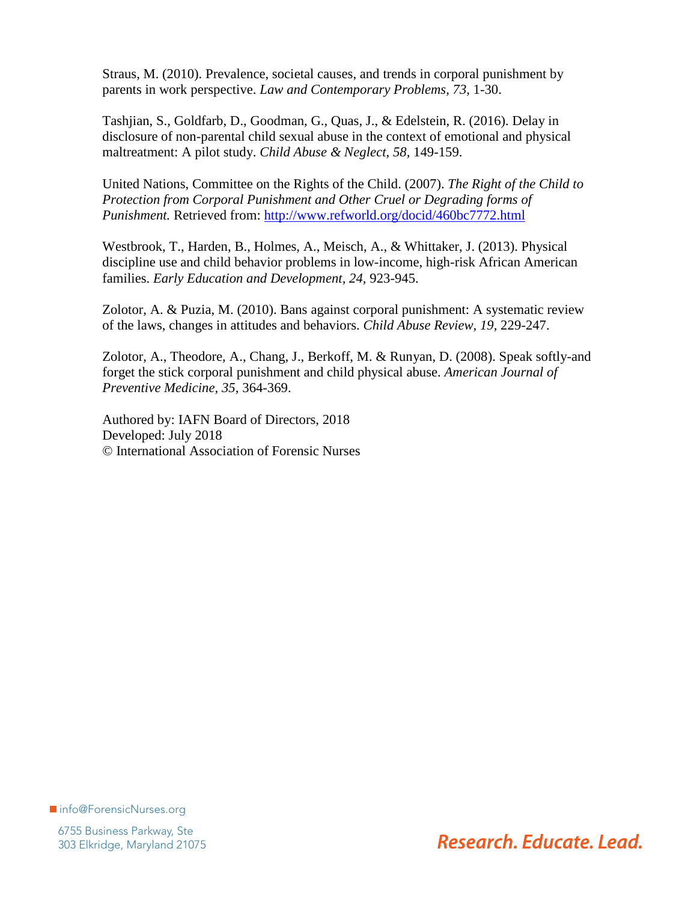Straus, M. (2010). Prevalence, societal causes, and trends in corporal punishment by parents in work perspective. *Law and Contemporary Problems, 73,* 1-30.

Tashjian, S., Goldfarb, D., Goodman, G., Quas, J., & Edelstein, R. (2016). Delay in disclosure of non-parental child sexual abuse in the context of emotional and physical maltreatment: A pilot study. *Child Abuse & Neglect, 58,* 149-159.

United Nations, Committee on the Rights of the Child. (2007). *The Right of the Child to Protection from Corporal Punishment and Other Cruel or Degrading forms of Punishment.* Retrieved from: [http://www.refworld.org/docid/460bc7772.html](http://www.refworld.org/docid/460bc7772.html)

Westbrook, T., Harden, B., Holmes, A., Meisch, A., & Whittaker, J. (2013). Physical discipline use and child behavior problems in low-income, high-risk African American families. *Early Education and Development, 24,* 923-945.

Zolotor, A. & Puzia, M. (2010). Bans against corporal punishment: A systematic review of the laws, changes in attitudes and behaviors. *Child Abuse Review, 19,* 229-247.

Zolotor, A., Theodore, A., Chang, J., Berkoff, M. & Runyan, D. (2008). Speak softly-and forget the stick corporal punishment and child physical abuse. *American Journal of Preventive Medicine, 35,* 364-369.

Authored by: IAFN Board of Directors, 2018
Developed: July 2018
© International Association of Forensic Nurses

info@ForensicNurses.org

6755 Business Parkway, Ste
303 Elkridge, Maryland 21075

*Research. Educate. Lead.*